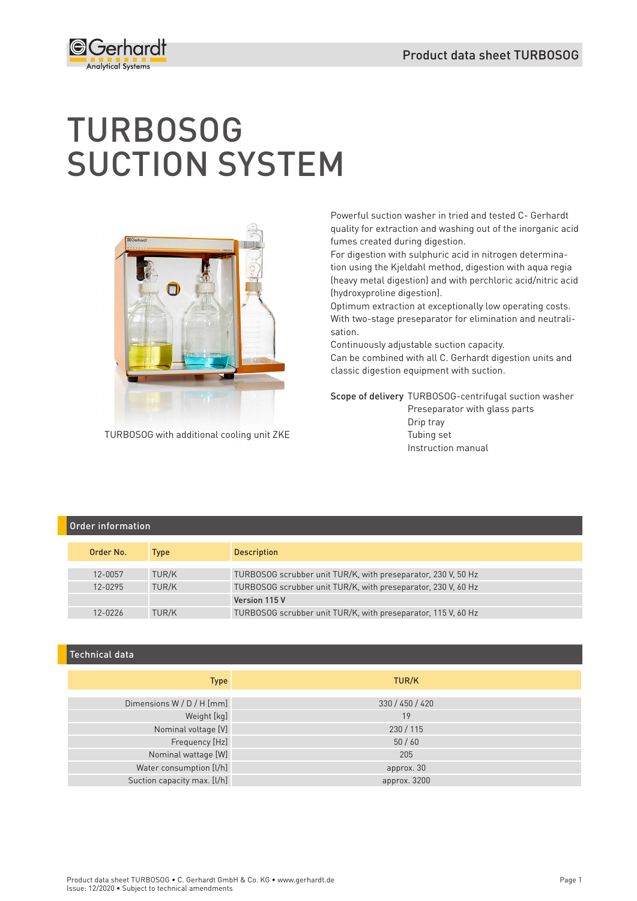# TURBOSOG SUCTION SYSTEM

TURBOSOG with additional cooling unit ZKE

Powerful suction washer in tried and tested C- Gerhardt quality for extraction and washing out of the inorganic acid fumes created during digestion.
For digestion with sulphuric acid in nitrogen determination using the Kjeldahl method, digestion with aqua regia (heavy metal digestion) and with perchloric acid/nitric acid (hydroxyproline digestion).
Optimum extraction at exceptionally low operating costs.
With two-stage preseparator for elimination and neutralisation.
Continuously adjustable suction capacity.
Can be combined with all C. Gerhardt digestion units and classic digestion equipment with suction.

**Scope of delivery**
- TURBOSOG-centrifugal suction washer
- Preseparator with glass parts
- Drip tray
- Tubing set
- Instruction manual

## Order information

| Order No. | Type | Description |
|---|---|---|
| 12-0057 | TUR/K | TURBOSOG scrubber unit TUR/K, with preseparator, 230 V, 50 Hz |
| 12-0295 | TUR/K | TURBOSOG scrubber unit TUR/K, with preseparator, 230 V, 60 Hz |
| | | **Version 115 V** |
| 12-0226 | TUR/K | TURBOSOG scrubber unit TUR/K, with preseparator, 115 V, 60 Hz |

## Technical data

| Type | TUR/K |
|---|---|
| Dimensions W / D / H [mm] | 330 / 450 / 420 |
| Weight [kg] | 19 |
| Nominal voltage [V] | 230 / 115 |
| Frequency [Hz] | 50 / 60 |
| Nominal wattage [W] | 205 |
| Water consumption [l/h] | approx. 30 |
| Suction capacity max. [l/h] | approx. 3200 |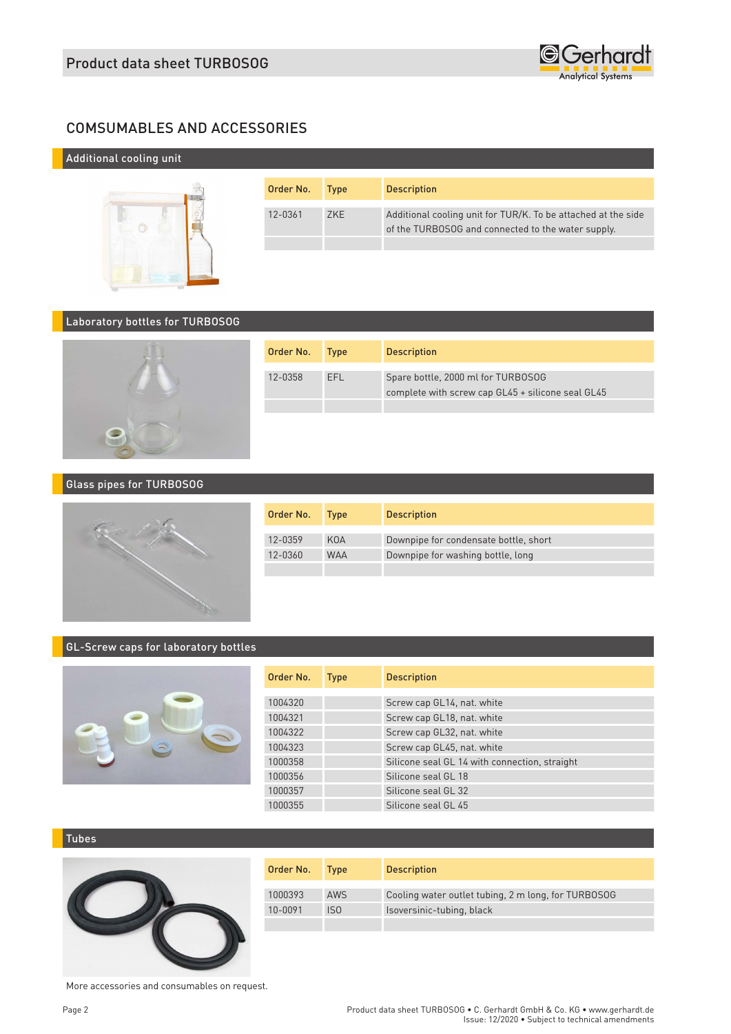## COMSUMABLES AND ACCESSORIES

### Additional cooling unit

| Order No. | Type | Description |
|---|---|---|
| 12-0361 | ZKE | Additional cooling unit for TUR/K. To be attached at the side of the TURBOSOG and connected to the water supply. |

### Laboratory bottles for TURBOSOG

| Order No. | Type | Description |
|---|---|---|
| 12-0358 | EFL | Spare bottle, 2000 ml for TURBOSOG complete with screw cap GL45 + silicone seal GL45 |

### Glass pipes for TURBOSOG

| Order No. | Type | Description |
|---|---|---|
| 12-0359 | KOA | Downpipe for condensate bottle, short |
| 12-0360 | WAA | Downpipe for washing bottle, long |

### GL-Screw caps for laboratory bottles

| Order No. | Type | Description |
|---|---|---|
| 1004320 | | Screw cap GL14, nat. white |
| 1004321 | | Screw cap GL18, nat. white |
| 1004322 | | Screw cap GL32, nat. white |
| 1004323 | | Screw cap GL45, nat. white |
| 1000358 | | Silicone seal GL 14 with connection, straight |
| 1000356 | | Silicone seal GL 18 |
| 1000357 | | Silicone seal GL 32 |
| 1000355 | | Silicone seal GL 45 |

### Tubes

| Order No. | Type | Description |
|---|---|---|
| 1000393 | AWS | Cooling water outlet tubing, 2 m long, for TURBOSOG |
| 10-0091 | ISO | Isoversinic-tubing, black |

More accessories and consumables on request.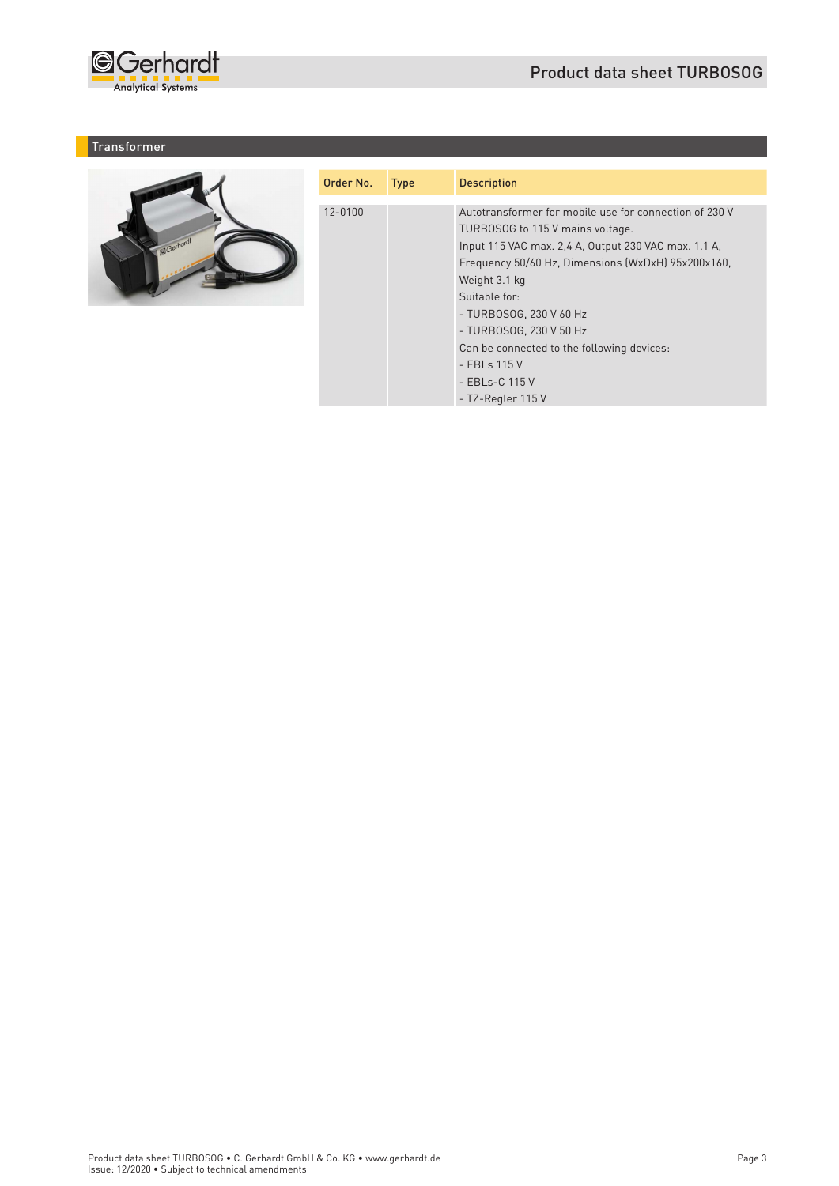## Transformer

| Order No. | Type | Description |
|---|---|---|
| 12-0100 | | Autotransformer for mobile use for connection of 230 V TURBOSOG to 115 V mains voltage.<br>Input 115 VAC max. 2,4 A, Output 230 VAC max. 1.1 A, Frequency 50/60 Hz, Dimensions (WxDxH) 95x200x160, Weight 3.1 kg<br>Suitable for:<br>- TURBOSOG, 230 V 60 Hz<br>- TURBOSOG, 230 V 50 Hz<br>Can be connected to the following devices:<br>- EBLs 115 V<br>- EBLs-C 115 V<br>- TZ-Regler 115 V |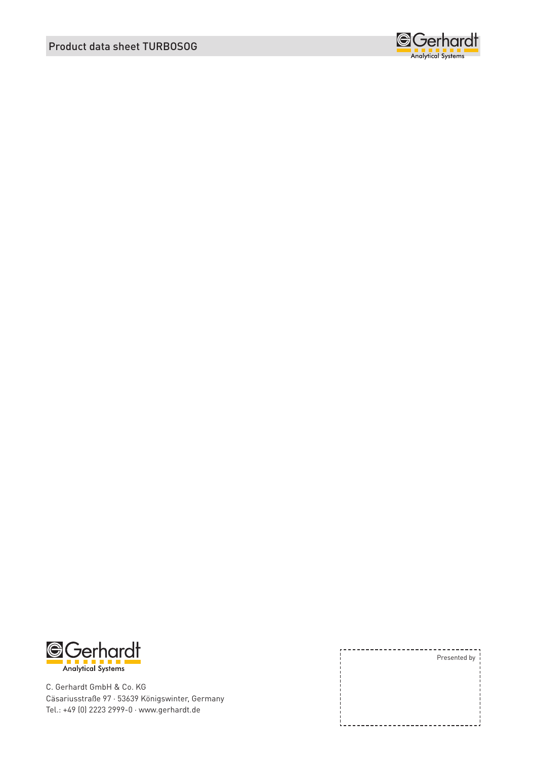Gerhardt
Analytical Systems

C. Gerhardt GmbH & Co. KG
Cäsariusstraße 97 · 53639 Königswinter, Germany
Tel.: +49 (0) 2223 2999-0 · www.gerhardt.de

Presented by